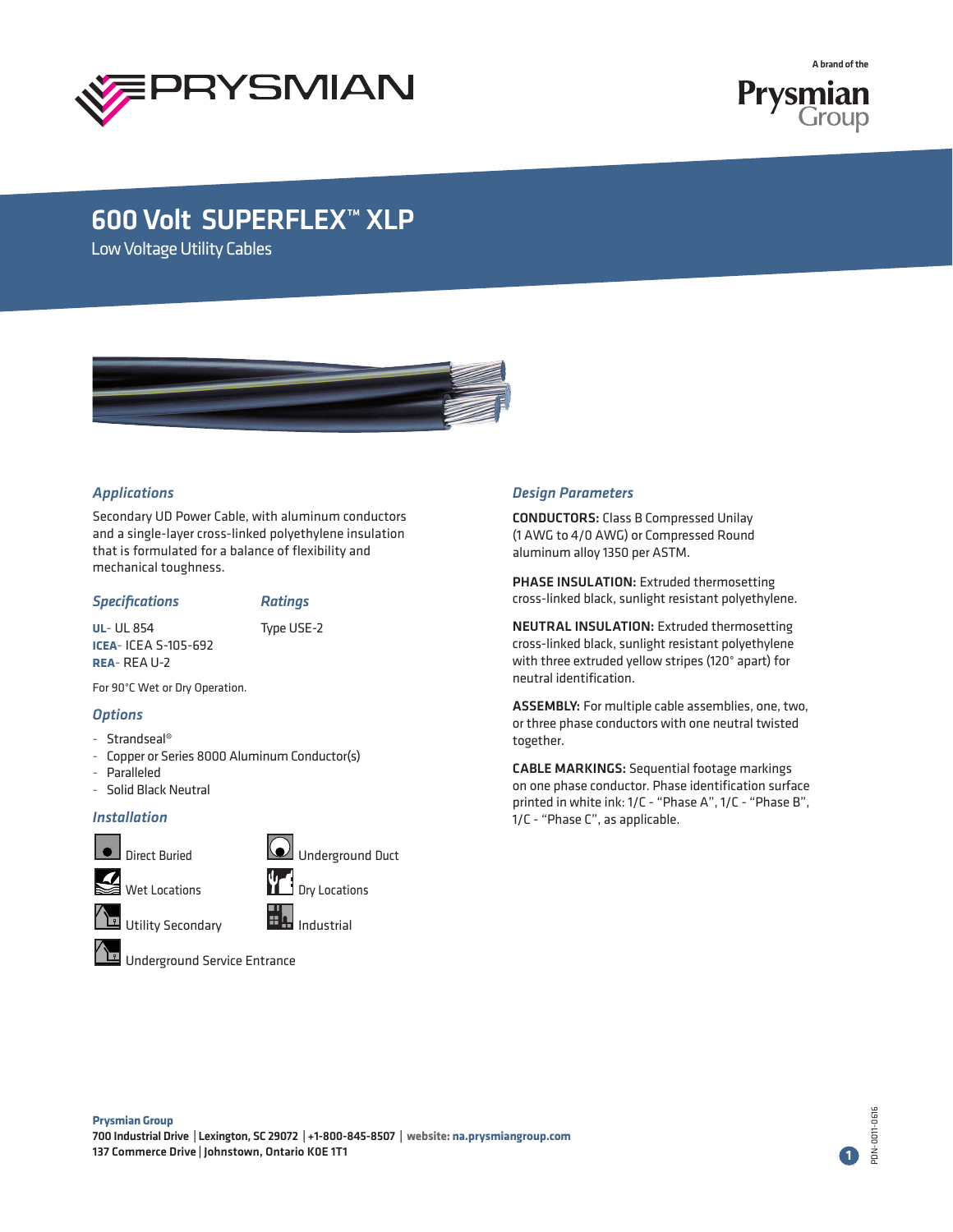# 600 Volt SUPERFLEX™ XLP

Low Voltage Utility Cables

## Applications

Secondary UD Power Cable, with aluminum conductors and a single-layer cross-linked polyethylene insulation that is formulated for a balance of flexibility and mechanical toughness.

## Specifications

**UL**- UL 854
**ICEA**- ICEA S-105-692
**REA**- REA U-2

For 90°C Wet or Dry Operation.

## Ratings

Type USE-2

## Options

- Strandseal®
- Copper or Series 8000 Aluminum Conductor(s)
- Paralleled
- Solid Black Neutral

## Installation

- Direct Buried
- Underground Duct
- Wet Locations
- Dry Locations
- Utility Secondary
- Industrial
- Underground Service Entrance

## Design Parameters

**CONDUCTORS:** Class B Compressed Unilay (1 AWG to 4/0 AWG) or Compressed Round aluminum alloy 1350 per ASTM.

**PHASE INSULATION:** Extruded thermosetting cross-linked black, sunlight resistant polyethylene.

**NEUTRAL INSULATION:** Extruded thermosetting cross-linked black, sunlight resistant polyethylene with three extruded yellow stripes (120° apart) for neutral identification.

**ASSEMBLY:** For multiple cable assemblies, one, two, or three phase conductors with one neutral twisted together.

**CABLE MARKINGS:** Sequential footage markings on one phase conductor. Phase identification surface printed in white ink: 1/C - "Phase A", 1/C - "Phase B", 1/C - "Phase C", as applicable.

**Prysmian Group**
700 Industrial Drive | Lexington, SC 29072 | +1-800-845-8507 | website: na.prysmiangroup.com
137 Commerce Drive | Johnstown, Ontario K0E 1T1

PDN-0011-0616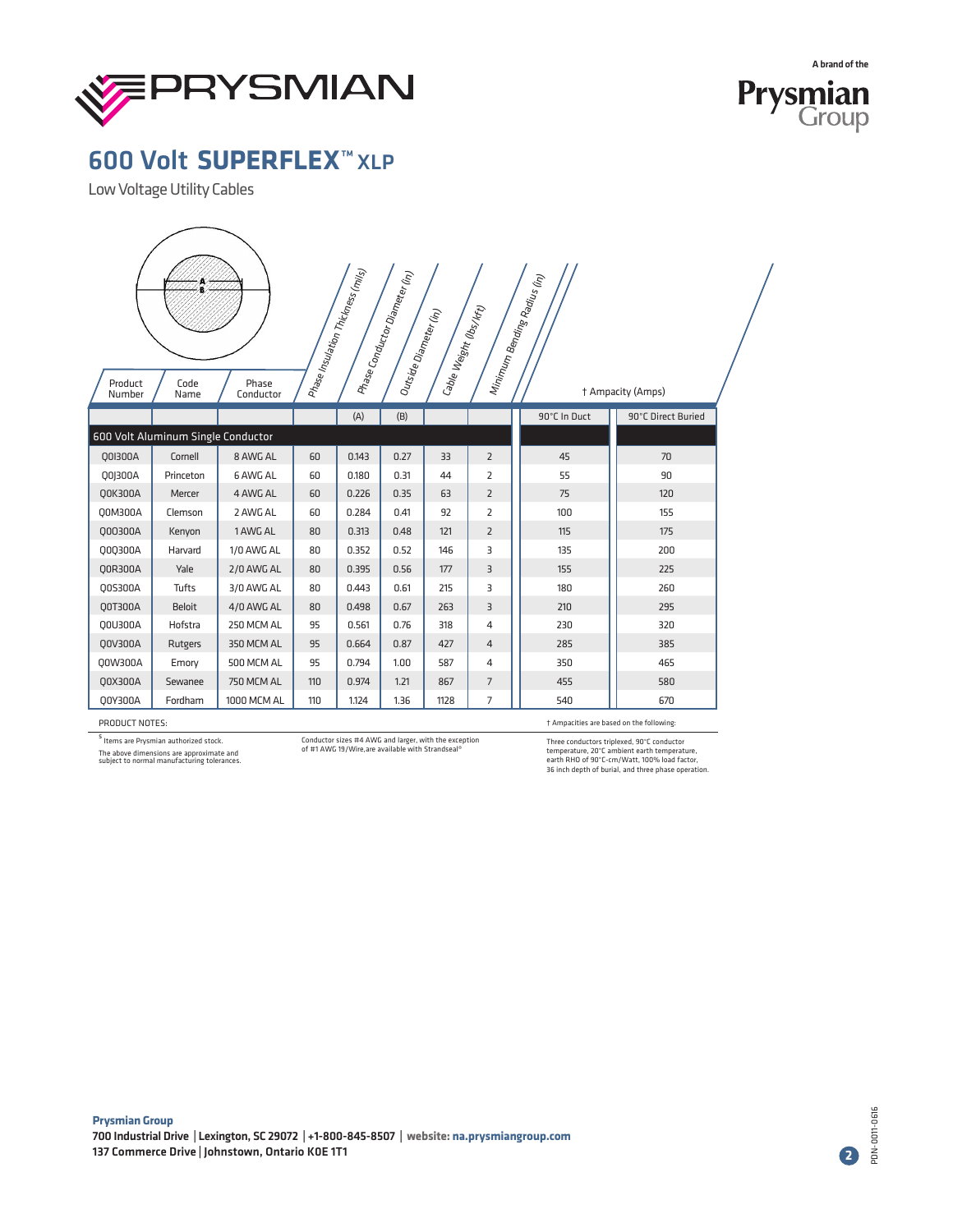# 600 Volt SUPERFLEX™ XLP

Low Voltage Utility Cables

| Product Number | Code Name | Phase Conductor | Phase Insulation Thickness (mils) | Phase Conductor Diameter (in) (A) | Outside Diameter (in) (B) | Cable Weight (lbs/kft) | Minimum Bending Radius (in) | † Ampacity (Amps) 90°C In Duct | 90°C Direct Buried |
|---|---|---|---|---|---|---|---|---|---|
| **600 Volt Aluminum Single Conductor** | | | | | | | | | |
| Q0I300A | Cornell | 8 AWG AL | 60 | 0.143 | 0.27 | 33 | 2 | 45 | 70 |
| Q0J300A | Princeton | 6 AWG AL | 60 | 0.180 | 0.31 | 44 | 2 | 55 | 90 |
| Q0K300A | Mercer | 4 AWG AL | 60 | 0.226 | 0.35 | 63 | 2 | 75 | 120 |
| Q0M300A | Clemson | 2 AWG AL | 60 | 0.284 | 0.41 | 92 | 2 | 100 | 155 |
| Q0O300A | Kenyon | 1 AWG AL | 80 | 0.313 | 0.48 | 121 | 2 | 115 | 175 |
| Q0Q300A | Harvard | 1/0 AWG AL | 80 | 0.352 | 0.52 | 146 | 3 | 135 | 200 |
| Q0R300A | Yale | 2/0 AWG AL | 80 | 0.395 | 0.56 | 177 | 3 | 155 | 225 |
| Q0S300A | Tufts | 3/0 AWG AL | 80 | 0.443 | 0.61 | 215 | 3 | 180 | 260 |
| Q0T300A | Beloit | 4/0 AWG AL | 80 | 0.498 | 0.67 | 263 | 3 | 210 | 295 |
| Q0U300A | Hofstra | 250 MCM AL | 95 | 0.561 | 0.76 | 318 | 4 | 230 | 320 |
| Q0V300A | Rutgers | 350 MCM AL | 95 | 0.664 | 0.87 | 427 | 4 | 285 | 385 |
| Q0W300A | Emory | 500 MCM AL | 95 | 0.794 | 1.00 | 587 | 4 | 350 | 465 |
| Q0X300A | Sewanee | 750 MCM AL | 110 | 0.974 | 1.21 | 867 | 7 | 455 | 580 |
| Q0Y300A | Fordham | 1000 MCM AL | 110 | 1.124 | 1.36 | 1128 | 7 | 540 | 670 |

PRODUCT NOTES:

§ Items are Prysmian authorized stock.

The above dimensions are approximate and subject to normal manufacturing tolerances.

Conductor sizes #4 AWG and larger, with the exception of #1 AWG 19/Wire, are available with Strandseal®

† Ampacities are based on the following:

Three conductors triplexed, 90°C conductor temperature, 20°C ambient earth temperature, earth RHO of 90°C-cm/Watt, 100% load factor, 36 inch depth of burial, and three phase operation.

**Prysmian Group**
**700 Industrial Drive | Lexington, SC 29072 | +1-800-845-8507 | website: na.prysmiangroup.com**
**137 Commerce Drive | Johnstown, Ontario K0E 1T1**

PDN-0011-0616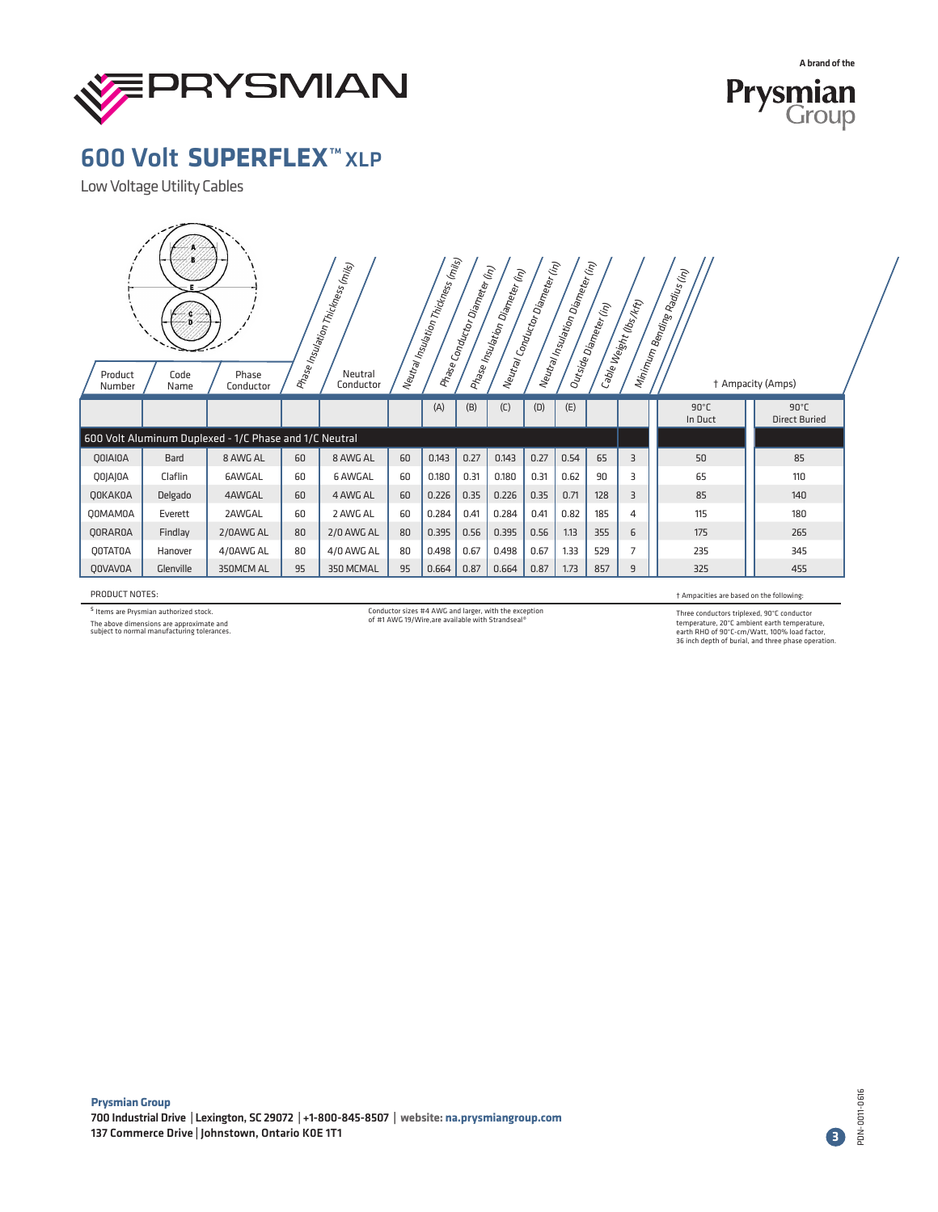# 600 Volt SUPERFLEX™ XLP

Low Voltage Utility Cables

| Product Number | Code Name | Phase Conductor | Phase Insulation Thickness (mils) | Neutral Conductor | Neutral Insulation Thickness (mils) | Phase Conductor Diameter (in) (A) | Phase Insulation Diameter (in) (B) | Neutral Conductor Diameter (in) (C) | Neutral Insulation Diameter (in) (D) | Outside Diameter (in) (E) | Cable Weight (lbs/kft) | Minimum Bending Radius (in) | † Ampacity (Amps) 90°C In Duct | † Ampacity (Amps) 90°C Direct Buried |
|---|---|---|---|---|---|---|---|---|---|---|---|---|---|---|
| **600 Volt Aluminum Duplexed - 1/C Phase and 1/C Neutral** | | | | | | | | | | | | | | |
| Q0IAI0A | Bard | 8 AWG AL | 60 | 8 AWG AL | 60 | 0.143 | 0.27 | 0.143 | 0.27 | 0.54 | 65 | 3 | 50 | 85 |
| Q0JAJ0A | Claflin | 6AWGAL | 60 | 6 AWGAL | 60 | 0.180 | 0.31 | 0.180 | 0.31 | 0.62 | 90 | 3 | 65 | 110 |
| Q0KAK0A | Delgado | 4AWGAL | 60 | 4 AWG AL | 60 | 0.226 | 0.35 | 0.226 | 0.35 | 0.71 | 128 | 3 | 85 | 140 |
| Q0MAM0A | Everett | 2AWGAL | 60 | 2 AWG AL | 60 | 0.284 | 0.41 | 0.284 | 0.41 | 0.82 | 185 | 4 | 115 | 180 |
| Q0RAR0A | Findlay | 2/0AWG AL | 80 | 2/0 AWG AL | 80 | 0.395 | 0.56 | 0.395 | 0.56 | 1.13 | 355 | 6 | 175 | 265 |
| Q0TAT0A | Hanover | 4/0AWG AL | 80 | 4/0 AWG AL | 80 | 0.498 | 0.67 | 0.498 | 0.67 | 1.33 | 529 | 7 | 235 | 345 |
| Q0VAV0A | Glenville | 350MCM AL | 95 | 350 MCMAL | 95 | 0.664 | 0.87 | 0.664 | 0.87 | 1.73 | 857 | 9 | 325 | 455 |

PRODUCT NOTES:

§ Items are Prysmian authorized stock.

The above dimensions are approximate and subject to normal manufacturing tolerances.

Conductor sizes #4 AWG and larger, with the exception of #1 AWG 19/Wire,are available with Strandseal®

† Ampacities are based on the following:

Three conductors triplexed, 90°C conductor temperature, 20°C ambient earth temperature, earth RHO of 90°C-cm/Watt, 100% load factor, 36 inch depth of burial, and three phase operation.

**Prysmian Group**
**700 Industrial Drive | Lexington, SC 29072 | +1-800-845-8507 | website: na.prysmiangroup.com**
**137 Commerce Drive | Johnstown, Ontario K0E 1T1**

PDN-0011-0616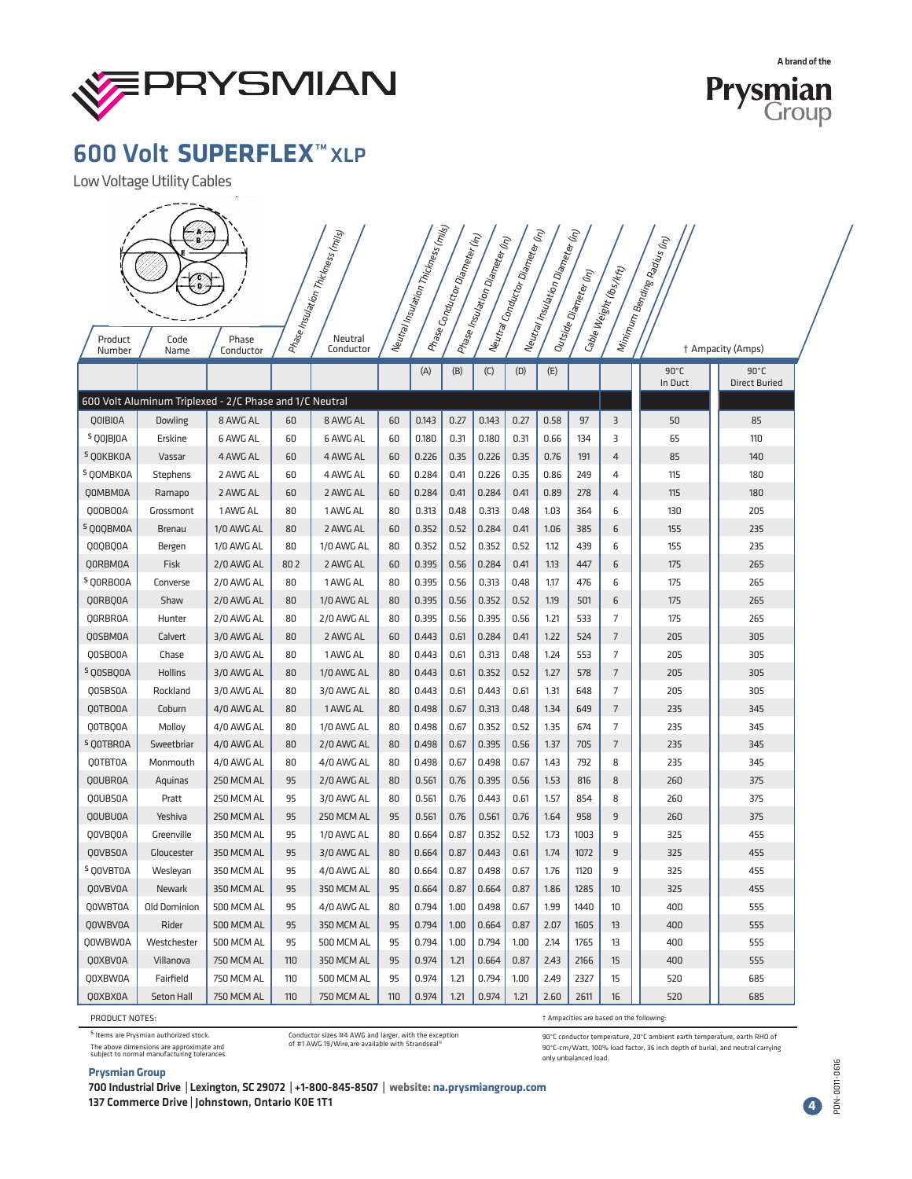A brand of the Prysmian Group

# 600 Volt SUPERFLEX™ XLP

Low Voltage Utility Cables

| Product Number | Code Name | Phase Conductor | Phase Insulation Thickness (mils) | Neutral Conductor | Neutral Insulation Thickness (mils) | Phase Conductor Diameter (in) | Phase Insulation Diameter (in) | Neutral Conductor Diameter (in) | Neutral Insulation Diameter (in) | Outside Diameter (in) | Cable Weight (lbs/kft) | Minimum Bending Radius (in) | † Ampacity (Amps) 90°C In Duct | 90°C Direct Buried |
|---|---|---|---|---|---|---|---|---|---|---|---|---|---|---|
| | | | | | | (A) | (B) | (C) | (D) | (E) | | | | |
| **600 Volt Aluminum Triplexed - 2/C Phase and 1/C Neutral** | | | | | | | | | | | | | | |
| Q0IBI0A | Dowling | 8 AWG AL | 60 | 8 AWG AL | 60 | 0.143 | 0.27 | 0.143 | 0.27 | 0.58 | 97 | 3 | 50 | 85 |
| [S] Q0JBJ0A | Erskine | 6 AWG AL | 60 | 6 AWG AL | 60 | 0.180 | 0.31 | 0.180 | 0.31 | 0.66 | 134 | 3 | 65 | 110 |
| [S] Q0KBK0A | Vassar | 4 AWG AL | 60 | 4 AWG AL | 60 | 0.226 | 0.35 | 0.226 | 0.35 | 0.76 | 191 | 4 | 85 | 140 |
| [S] Q0MBK0A | Stephens | 2 AWG AL | 60 | 4 AWG AL | 60 | 0.284 | 0.41 | 0.226 | 0.35 | 0.86 | 249 | 4 | 115 | 180 |
| Q0MBM0A | Ramapo | 2 AWG AL | 60 | 2 AWG AL | 60 | 0.284 | 0.41 | 0.284 | 0.41 | 0.89 | 278 | 4 | 115 | 180 |
| Q0OBO0A | Grossmont | 1 AWG AL | 80 | 1 AWG AL | 80 | 0.313 | 0.48 | 0.313 | 0.48 | 1.03 | 364 | 6 | 130 | 205 |
| [S] Q0QBM0A | Brenau | 1/0 AWG AL | 80 | 2 AWG AL | 60 | 0.352 | 0.52 | 0.284 | 0.41 | 1.06 | 385 | 6 | 155 | 235 |
| Q0QBQ0A | Bergen | 1/0 AWG AL | 80 | 1/0 AWG AL | 80 | 0.352 | 0.52 | 0.352 | 0.52 | 1.12 | 439 | 6 | 155 | 235 |
| Q0RBM0A | Fisk | 2/0 AWG AL | 80 2 | 2 AWG AL | 60 | 0.395 | 0.56 | 0.284 | 0.41 | 1.13 | 447 | 6 | 175 | 265 |
| [S] Q0RBO0A | Converse | 2/0 AWG AL | 80 | 1 AWG AL | 80 | 0.395 | 0.56 | 0.313 | 0.48 | 1.17 | 476 | 6 | 175 | 265 |
| Q0RBQ0A | Shaw | 2/0 AWG AL | 80 | 1/0 AWG AL | 80 | 0.395 | 0.56 | 0.352 | 0.52 | 1.19 | 501 | 6 | 175 | 265 |
| Q0RBR0A | Hunter | 2/0 AWG AL | 80 | 2/0 AWG AL | 80 | 0.395 | 0.56 | 0.395 | 0.56 | 1.21 | 533 | 7 | 175 | 265 |
| Q0SBM0A | Calvert | 3/0 AWG AL | 80 | 2 AWG AL | 60 | 0.443 | 0.61 | 0.284 | 0.41 | 1.22 | 524 | 7 | 205 | 305 |
| Q0SBO0A | Chase | 3/0 AWG AL | 80 | 1 AWG AL | 80 | 0.443 | 0.61 | 0.313 | 0.48 | 1.24 | 553 | 7 | 205 | 305 |
| [S] Q0SBQ0A | Hollins | 3/0 AWG AL | 80 | 1/0 AWG AL | 80 | 0.443 | 0.61 | 0.352 | 0.52 | 1.27 | 578 | 7 | 205 | 305 |
| Q0SBS0A | Rockland | 3/0 AWG AL | 80 | 3/0 AWG AL | 80 | 0.443 | 0.61 | 0.443 | 0.61 | 1.31 | 648 | 7 | 205 | 305 |
| Q0TBO0A | Coburn | 4/0 AWG AL | 80 | 1 AWG AL | 80 | 0.498 | 0.67 | 0.313 | 0.48 | 1.34 | 649 | 7 | 235 | 345 |
| Q0TBQ0A | Molloy | 4/0 AWG AL | 80 | 1/0 AWG AL | 80 | 0.498 | 0.67 | 0.352 | 0.52 | 1.35 | 674 | 7 | 235 | 345 |
| [S] Q0TBR0A | Sweetbriar | 4/0 AWG AL | 80 | 2/0 AWG AL | 80 | 0.498 | 0.67 | 0.395 | 0.56 | 1.37 | 705 | 7 | 235 | 345 |
| Q0TBT0A | Monmouth | 4/0 AWG AL | 80 | 4/0 AWG AL | 80 | 0.498 | 0.67 | 0.498 | 0.67 | 1.43 | 792 | 8 | 235 | 345 |
| Q0UBR0A | Aquinas | 250 MCM AL | 95 | 2/0 AWG AL | 80 | 0.561 | 0.76 | 0.395 | 0.56 | 1.53 | 816 | 8 | 260 | 375 |
| Q0UBS0A | Pratt | 250 MCM AL | 95 | 3/0 AWG AL | 80 | 0.561 | 0.76 | 0.443 | 0.61 | 1.57 | 854 | 8 | 260 | 375 |
| Q0UBU0A | Yeshiva | 250 MCM AL | 95 | 250 MCM AL | 95 | 0.561 | 0.76 | 0.561 | 0.76 | 1.64 | 958 | 9 | 260 | 375 |
| Q0VBQ0A | Greenville | 350 MCM AL | 95 | 1/0 AWG AL | 80 | 0.664 | 0.87 | 0.352 | 0.52 | 1.73 | 1003 | 9 | 325 | 455 |
| Q0VBS0A | Gloucester | 350 MCM AL | 95 | 3/0 AWG AL | 80 | 0.664 | 0.87 | 0.443 | 0.61 | 1.74 | 1072 | 9 | 325 | 455 |
| [S] Q0VBT0A | Wesleyan | 350 MCM AL | 95 | 4/0 AWG AL | 80 | 0.664 | 0.87 | 0.498 | 0.67 | 1.76 | 1120 | 9 | 325 | 455 |
| Q0VBV0A | Newark | 350 MCM AL | 95 | 350 MCM AL | 95 | 0.664 | 0.87 | 0.664 | 0.87 | 1.86 | 1285 | 10 | 325 | 455 |
| Q0WBT0A | Old Dominion | 500 MCM AL | 95 | 4/0 AWG AL | 80 | 0.794 | 1.00 | 0.498 | 0.67 | 1.99 | 1440 | 10 | 400 | 555 |
| Q0WBV0A | Rider | 500 MCM AL | 95 | 350 MCM AL | 95 | 0.794 | 1.00 | 0.664 | 0.87 | 2.07 | 1605 | 13 | 400 | 555 |
| Q0WBW0A | Westchester | 500 MCM AL | 95 | 500 MCM AL | 95 | 0.794 | 1.00 | 0.794 | 1.00 | 2.14 | 1765 | 13 | 400 | 555 |
| Q0XBV0A | Villanova | 750 MCM AL | 110 | 350 MCM AL | 95 | 0.974 | 1.21 | 0.664 | 0.87 | 2.43 | 2166 | 15 | 400 | 555 |
| Q0XBW0A | Fairfield | 750 MCM AL | 110 | 500 MCM AL | 95 | 0.974 | 1.21 | 0.794 | 1.00 | 2.49 | 2327 | 15 | 520 | 685 |
| Q0XBX0A | Seton Hall | 750 MCM AL | 110 | 750 MCM AL | 110 | 0.974 | 1.21 | 0.974 | 1.21 | 2.60 | 2611 | 16 | 520 | 685 |

PRODUCT NOTES:

[S] Items are Prysmian authorized stock.

The above dimensions are approximate and subject to normal manufacturing tolerances.

Conductor sizes #4 AWG and larger, with the exception of #1 AWG 19/Wire, are available with Strandseal®

† Ampacities are based on the following:

90°C conductor temperature, 20°C ambient earth temperature, earth RHO of 90°C-cm/Watt, 100% load factor, 36 inch depth of burial, and neutral carrying only unbalanced load.

**Prysmian Group**

**700 Industrial Drive | Lexington, SC 29072 | +1-800-845-8507 | website: na.prysmiangroup.com**

**137 Commerce Drive | Johnstown, Ontario K0E 1T1**

PDN-0011-0616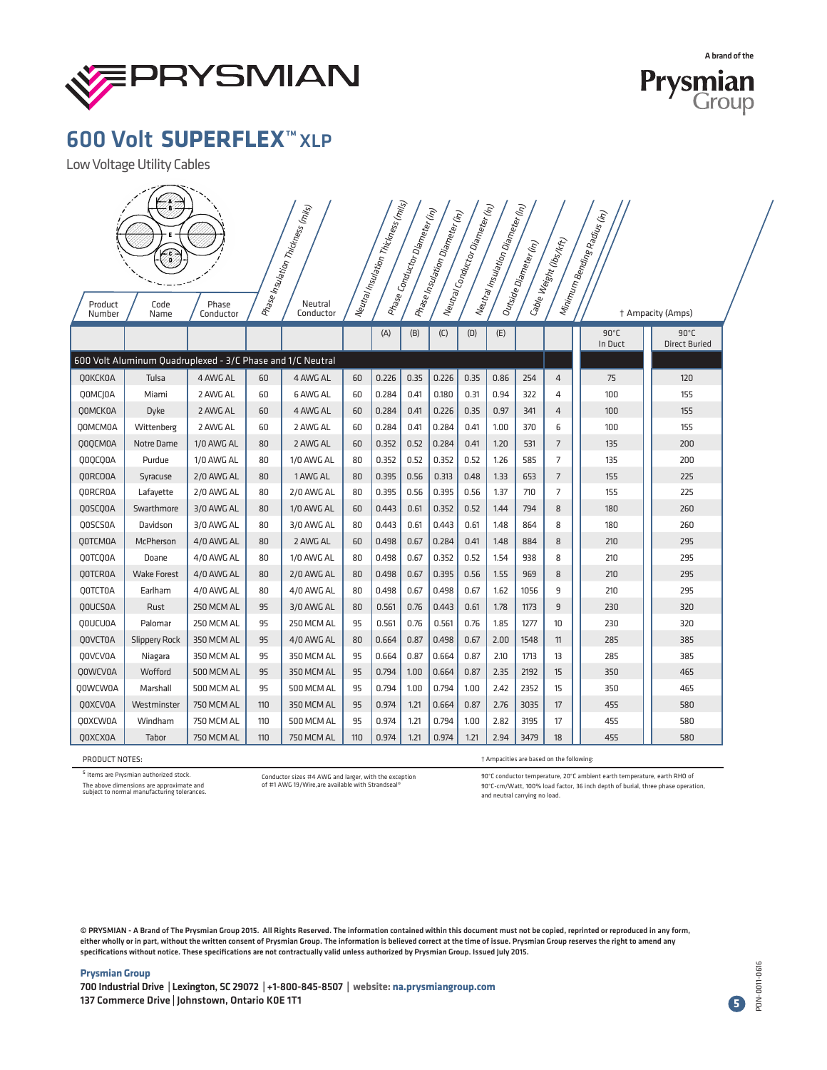A brand of the Prysmian Group

# 600 Volt SUPERFLEX™ XLP

Low Voltage Utility Cables

| Product Number | Code Name | Phase Conductor | Phase Insulation Thickness (mils) | Neutral Conductor | Neutral Insulation Thickness (mils) | Phase Conductor Diameter (in) (A) | Phase Insulation Diameter (in) (B) | Neutral Conductor Diameter (in) (C) | Neutral Insulation Diameter (in) (D) | Outside Diameter (in) (E) | Cable Weight (lbs/kft) | Minimum Bending Radius (in) | † Ampacity (Amps) 90°C In Duct | † Ampacity (Amps) 90°C Direct Buried |
|---|---|---|---|---|---|---|---|---|---|---|---|---|---|---|
| **600 Volt Aluminum Quadruplexed - 3/C Phase and 1/C Neutral** | | | | | | | | | | | | | | |
| Q0KCK0A | Tulsa | 4 AWG AL | 60 | 4 AWG AL | 60 | 0.226 | 0.35 | 0.226 | 0.35 | 0.86 | 254 | 4 | 75 | 120 |
| Q0MCJ0A | Miami | 2 AWG AL | 60 | 6 AWG AL | 60 | 0.284 | 0.41 | 0.180 | 0.31 | 0.94 | 322 | 4 | 100 | 155 |
| Q0MCK0A | Dyke | 2 AWG AL | 60 | 4 AWG AL | 60 | 0.284 | 0.41 | 0.226 | 0.35 | 0.97 | 341 | 4 | 100 | 155 |
| Q0MCM0A | Wittenberg | 2 AWG AL | 60 | 2 AWG AL | 60 | 0.284 | 0.41 | 0.284 | 0.41 | 1.00 | 370 | 6 | 100 | 155 |
| Q0QCM0A | Notre Dame | 1/0 AWG AL | 80 | 2 AWG AL | 60 | 0.352 | 0.52 | 0.284 | 0.41 | 1.20 | 531 | 7 | 135 | 200 |
| Q0QCQ0A | Purdue | 1/0 AWG AL | 80 | 1/0 AWG AL | 80 | 0.352 | 0.52 | 0.352 | 0.52 | 1.26 | 585 | 7 | 135 | 200 |
| Q0RCO0A | Syracuse | 2/0 AWG AL | 80 | 1 AWG AL | 80 | 0.395 | 0.56 | 0.313 | 0.48 | 1.33 | 653 | 7 | 155 | 225 |
| Q0RCR0A | Lafayette | 2/0 AWG AL | 80 | 2/0 AWG AL | 80 | 0.395 | 0.56 | 0.395 | 0.56 | 1.37 | 710 | 7 | 155 | 225 |
| Q0SCQ0A | Swarthmore | 3/0 AWG AL | 80 | 1/0 AWG AL | 60 | 0.443 | 0.61 | 0.352 | 0.52 | 1.44 | 794 | 8 | 180 | 260 |
| Q0SCS0A | Davidson | 3/0 AWG AL | 80 | 3/0 AWG AL | 80 | 0.443 | 0.61 | 0.443 | 0.61 | 1.48 | 864 | 8 | 180 | 260 |
| Q0TCM0A | McPherson | 4/0 AWG AL | 80 | 2 AWG AL | 60 | 0.498 | 0.67 | 0.284 | 0.41 | 1.48 | 884 | 8 | 210 | 295 |
| Q0TCQ0A | Doane | 4/0 AWG AL | 80 | 1/0 AWG AL | 80 | 0.498 | 0.67 | 0.352 | 0.52 | 1.54 | 938 | 8 | 210 | 295 |
| Q0TCR0A | Wake Forest | 4/0 AWG AL | 80 | 2/0 AWG AL | 80 | 0.498 | 0.67 | 0.395 | 0.56 | 1.55 | 969 | 8 | 210 | 295 |
| Q0TCT0A | Earlham | 4/0 AWG AL | 80 | 4/0 AWG AL | 80 | 0.498 | 0.67 | 0.498 | 0.67 | 1.62 | 1056 | 9 | 210 | 295 |
| Q0UCS0A | Rust | 250 MCM AL | 95 | 3/0 AWG AL | 80 | 0.561 | 0.76 | 0.443 | 0.61 | 1.78 | 1173 | 9 | 230 | 320 |
| Q0UCU0A | Palomar | 250 MCM AL | 95 | 250 MCM AL | 95 | 0.561 | 0.76 | 0.561 | 0.76 | 1.85 | 1277 | 10 | 230 | 320 |
| Q0VCT0A | Slippery Rock | 350 MCM AL | 95 | 4/0 AWG AL | 80 | 0.664 | 0.87 | 0.498 | 0.67 | 2.00 | 1548 | 11 | 285 | 385 |
| Q0VCV0A | Niagara | 350 MCM AL | 95 | 350 MCM AL | 95 | 0.664 | 0.87 | 0.664 | 0.87 | 2.10 | 1713 | 13 | 285 | 385 |
| Q0WCV0A | Wofford | 500 MCM AL | 95 | 350 MCM AL | 95 | 0.794 | 1.00 | 0.664 | 0.87 | 2.35 | 2192 | 15 | 350 | 465 |
| Q0WCW0A | Marshall | 500 MCM AL | 95 | 500 MCM AL | 95 | 0.794 | 1.00 | 0.794 | 1.00 | 2.42 | 2352 | 15 | 350 | 465 |
| Q0XCV0A | Westminster | 750 MCM AL | 110 | 350 MCM AL | 95 | 0.974 | 1.21 | 0.664 | 0.87 | 2.76 | 3035 | 17 | 455 | 580 |
| Q0XCW0A | Windham | 750 MCM AL | 110 | 500 MCM AL | 95 | 0.974 | 1.21 | 0.794 | 1.00 | 2.82 | 3195 | 17 | 455 | 580 |
| Q0XCX0A | Tabor | 750 MCM AL | 110 | 750 MCM AL | 110 | 0.974 | 1.21 | 0.974 | 1.21 | 2.94 | 3479 | 18 | 455 | 580 |

PRODUCT NOTES:

$ Items are Prysmian authorized stock.

The above dimensions are approximate and subject to normal manufacturing tolerances.

Conductor sizes #4 AWG and larger, with the exception of #1 AWG 19/Wire, are available with Strandseal®

† Ampacities are based on the following:

90°C conductor temperature, 20°C ambient earth temperature, earth RHO of 90°C-cm/Watt, 100% load factor, 36 inch depth of burial, three phase operation, and neutral carrying no load.

**© PRYSMIAN - A Brand of The Prysmian Group 2015. All Rights Reserved. The information contained within this document must not be copied, reprinted or reproduced in any form, either wholly or in part, without the written consent of Prysmian Group. The information is believed correct at the time of issue. Prysmian Group reserves the right to amend any specifications without notice. These specifications are not contractually valid unless authorized by Prysmian Group. Issued July 2015.**

**Prysmian Group**

**700 Industrial Drive | Lexington, SC 29072 | +1-800-845-8507 | website: na.prysmiangroup.com**

**137 Commerce Drive | Johnstown, Ontario K0E 1T1**

PDN-0011-0616